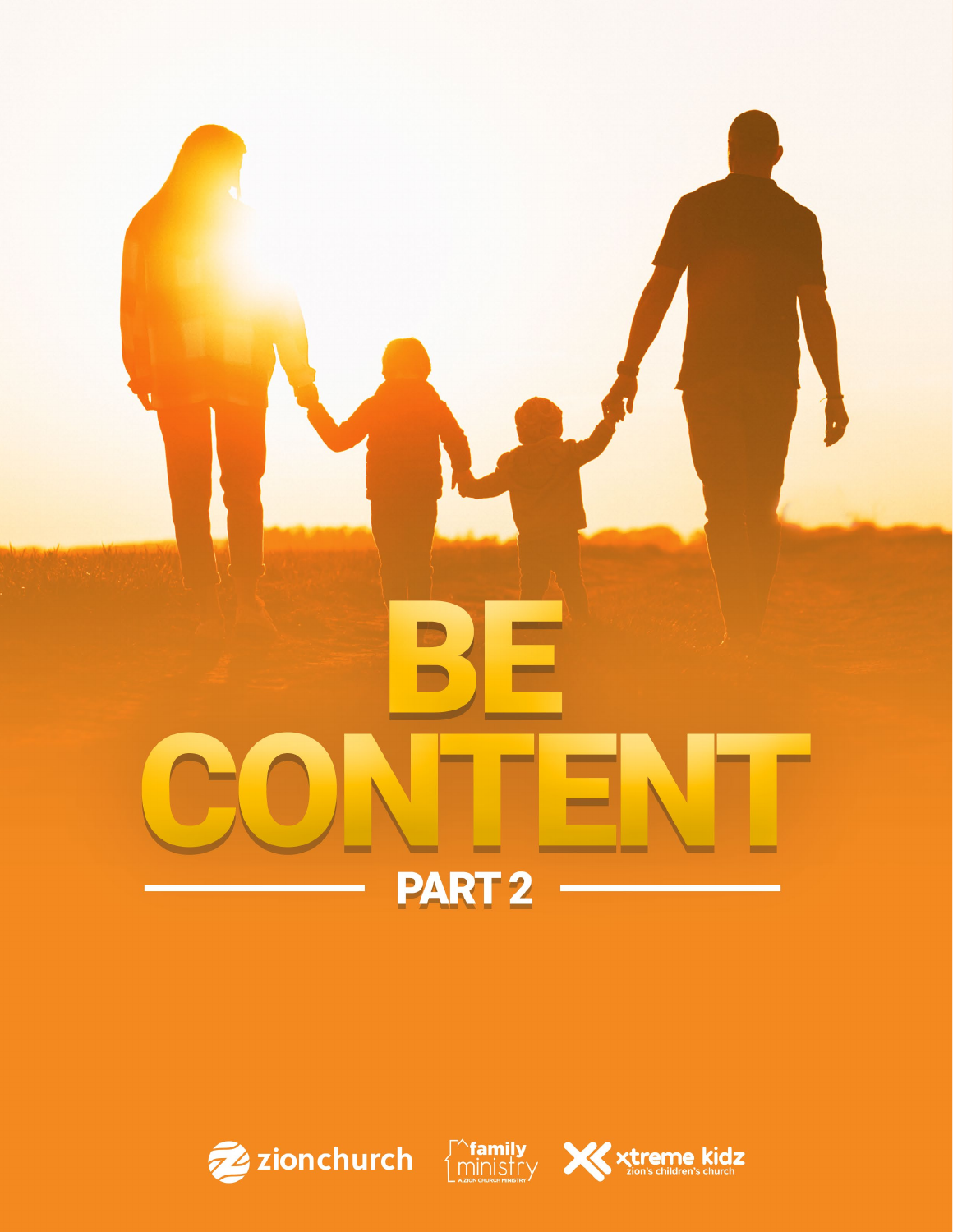# BE CONTENT

## PART 2

zionchurch

family ministry
A ZION CHURCH MINISTRY

xtreme kidz
zion's children's church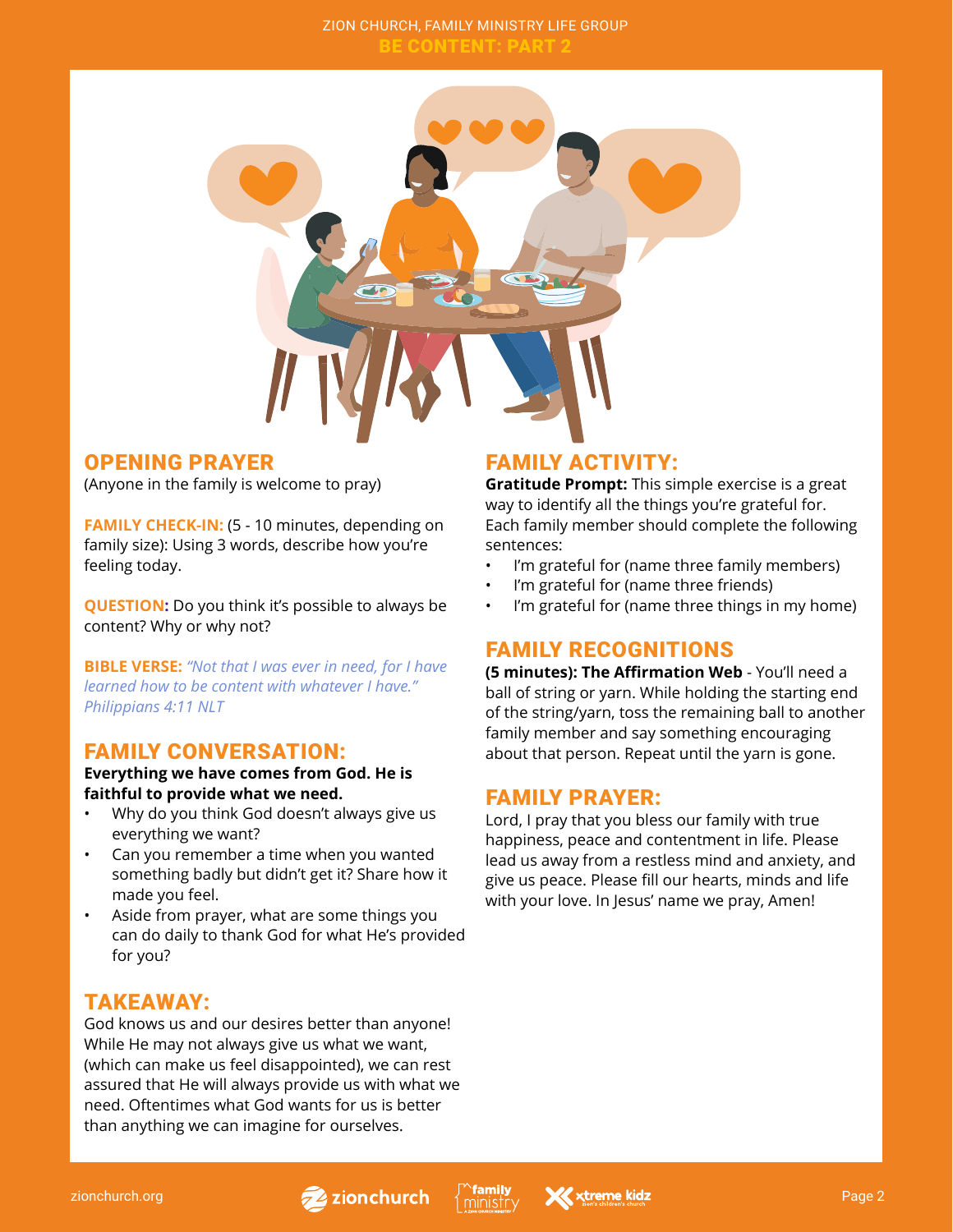ZION CHURCH, FAMILY MINISTRY LIFE GROUP

# BE CONTENT: PART 2

## OPENING PRAYER

(Anyone in the family is welcome to pray)

**FAMILY CHECK-IN:** (5 - 10 minutes, depending on family size): Using 3 words, describe how you're feeling today.

**QUESTION:** Do you think it's possible to always be content? Why or why not?

**BIBLE VERSE:** *"Not that I was ever in need, for I have learned how to be content with whatever I have." Philippians 4:11 NLT*

## FAMILY CONVERSATION:

**Everything we have comes from God. He is faithful to provide what we need.**

- Why do you think God doesn't always give us everything we want?
- Can you remember a time when you wanted something badly but didn't get it? Share how it made you feel.
- Aside from prayer, what are some things you can do daily to thank God for what He's provided for you?

## TAKEAWAY:

God knows us and our desires better than anyone! While He may not always give us what we want, (which can make us feel disappointed), we can rest assured that He will always provide us with what we need. Oftentimes what God wants for us is better than anything we can imagine for ourselves.

## FAMILY ACTIVITY:

**Gratitude Prompt:** This simple exercise is a great way to identify all the things you're grateful for. Each family member should complete the following sentences:

- I'm grateful for (name three family members)
- I'm grateful for (name three friends)
- I'm grateful for (name three things in my home)

## FAMILY RECOGNITIONS

**(5 minutes): The Affirmation Web** - You'll need a ball of string or yarn. While holding the starting end of the string/yarn, toss the remaining ball to another family member and say something encouraging about that person. Repeat until the yarn is gone.

## FAMILY PRAYER:

Lord, I pray that you bless our family with true happiness, peace and contentment in life. Please lead us away from a restless mind and anxiety, and give us peace. Please fill our hearts, minds and life with your love. In Jesus' name we pray, Amen!

zionchurch.org